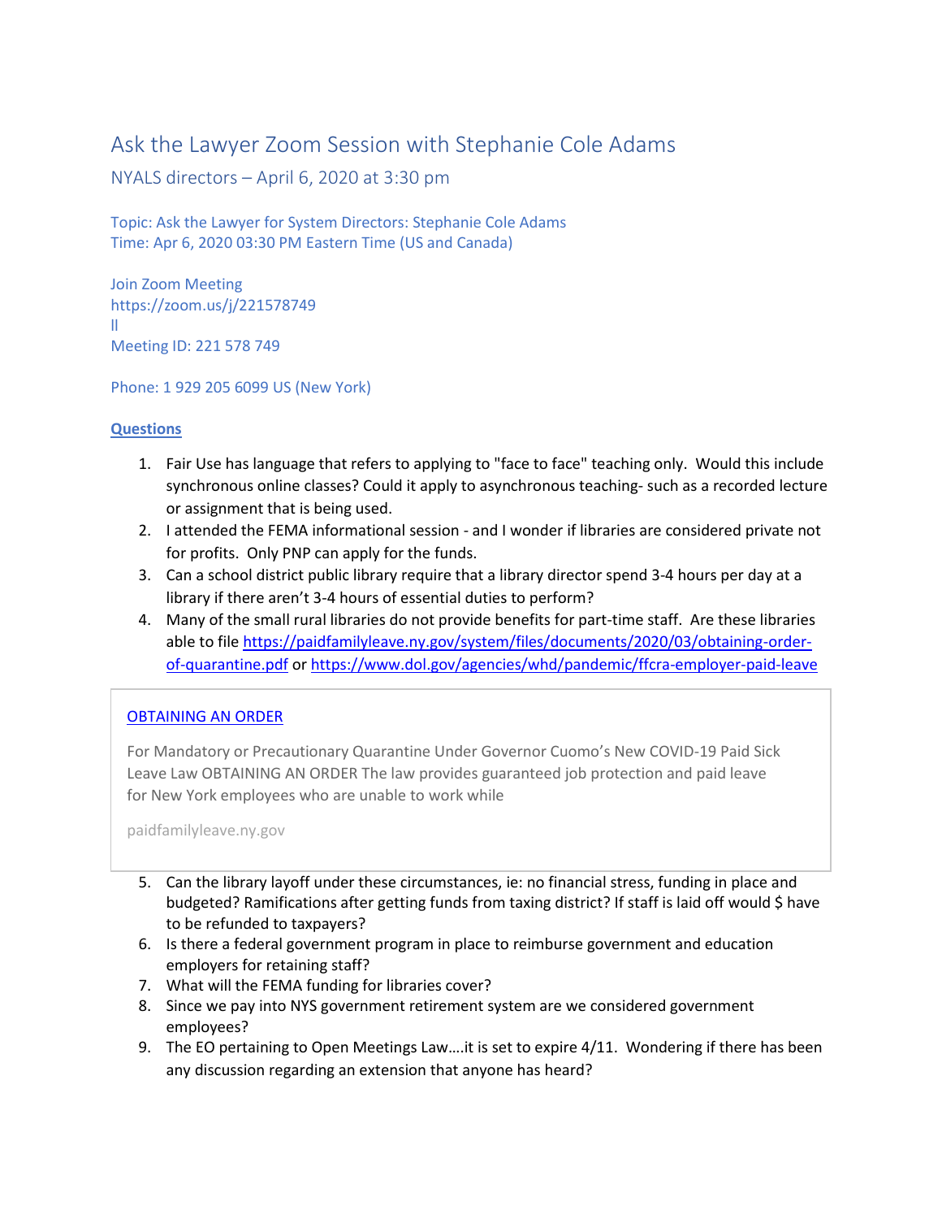# Ask the Lawyer Zoom Session with Stephanie Cole Adams

## NYALS directors – April 6, 2020 at 3:30 pm

Topic: Ask the Lawyer for System Directors: Stephanie Cole Adams
Time: Apr 6, 2020 03:30 PM Eastern Time (US and Canada)

Join Zoom Meeting
https://zoom.us/j/221578749
ll
Meeting ID: 221 578 749

Phone: 1 929 205 6099 US (New York)

**Questions**

1. Fair Use has language that refers to applying to "face to face" teaching only. Would this include synchronous online classes? Could it apply to asynchronous teaching- such as a recorded lecture or assignment that is being used.
2. I attended the FEMA informational session - and I wonder if libraries are considered private not for profits. Only PNP can apply for the funds.
3. Can a school district public library require that a library director spend 3-4 hours per day at a library if there aren't 3-4 hours of essential duties to perform?
4. Many of the small rural libraries do not provide benefits for part-time staff. Are these libraries able to file https://paidfamilyleave.ny.gov/system/files/documents/2020/03/obtaining-order-of-quarantine.pdf or https://www.dol.gov/agencies/whd/pandemic/ffcra-employer-paid-leave

> OBTAINING AN ORDER
>
> For Mandatory or Precautionary Quarantine Under Governor Cuomo's New COVID-19 Paid Sick Leave Law OBTAINING AN ORDER The law provides guaranteed job protection and paid leave for New York employees who are unable to work while
>
> paidfamilyleave.ny.gov

5. Can the library layoff under these circumstances, ie: no financial stress, funding in place and budgeted? Ramifications after getting funds from taxing district? If staff is laid off would $ have to be refunded to taxpayers?
6. Is there a federal government program in place to reimburse government and education employers for retaining staff?
7. What will the FEMA funding for libraries cover?
8. Since we pay into NYS government retirement system are we considered government employees?
9. The EO pertaining to Open Meetings Law….it is set to expire 4/11. Wondering if there has been any discussion regarding an extension that anyone has heard?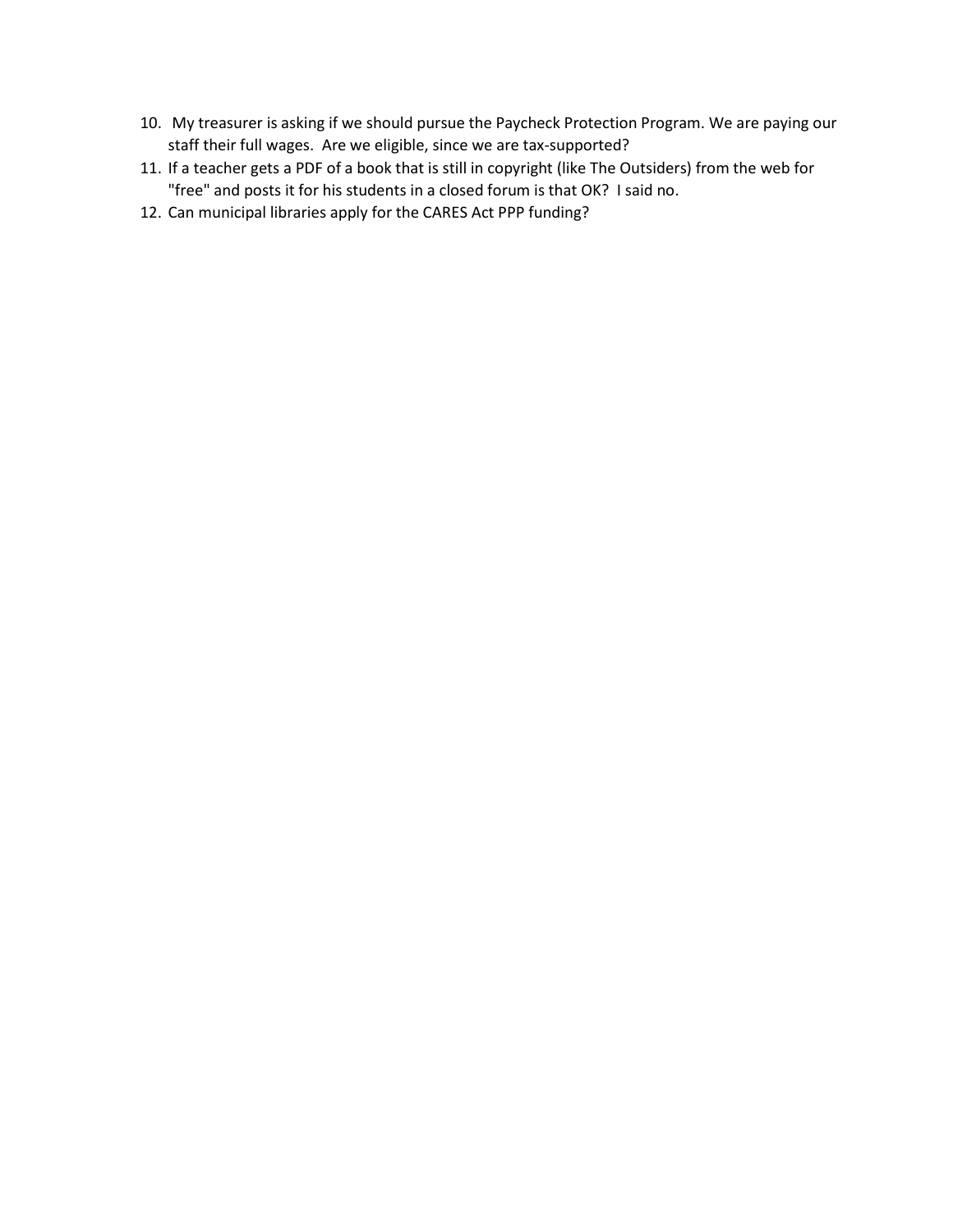10. My treasurer is asking if we should pursue the Paycheck Protection Program. We are paying our staff their full wages. Are we eligible, since we are tax-supported?
11. If a teacher gets a PDF of a book that is still in copyright (like The Outsiders) from the web for "free" and posts it for his students in a closed forum is that OK? I said no.
12. Can municipal libraries apply for the CARES Act PPP funding?